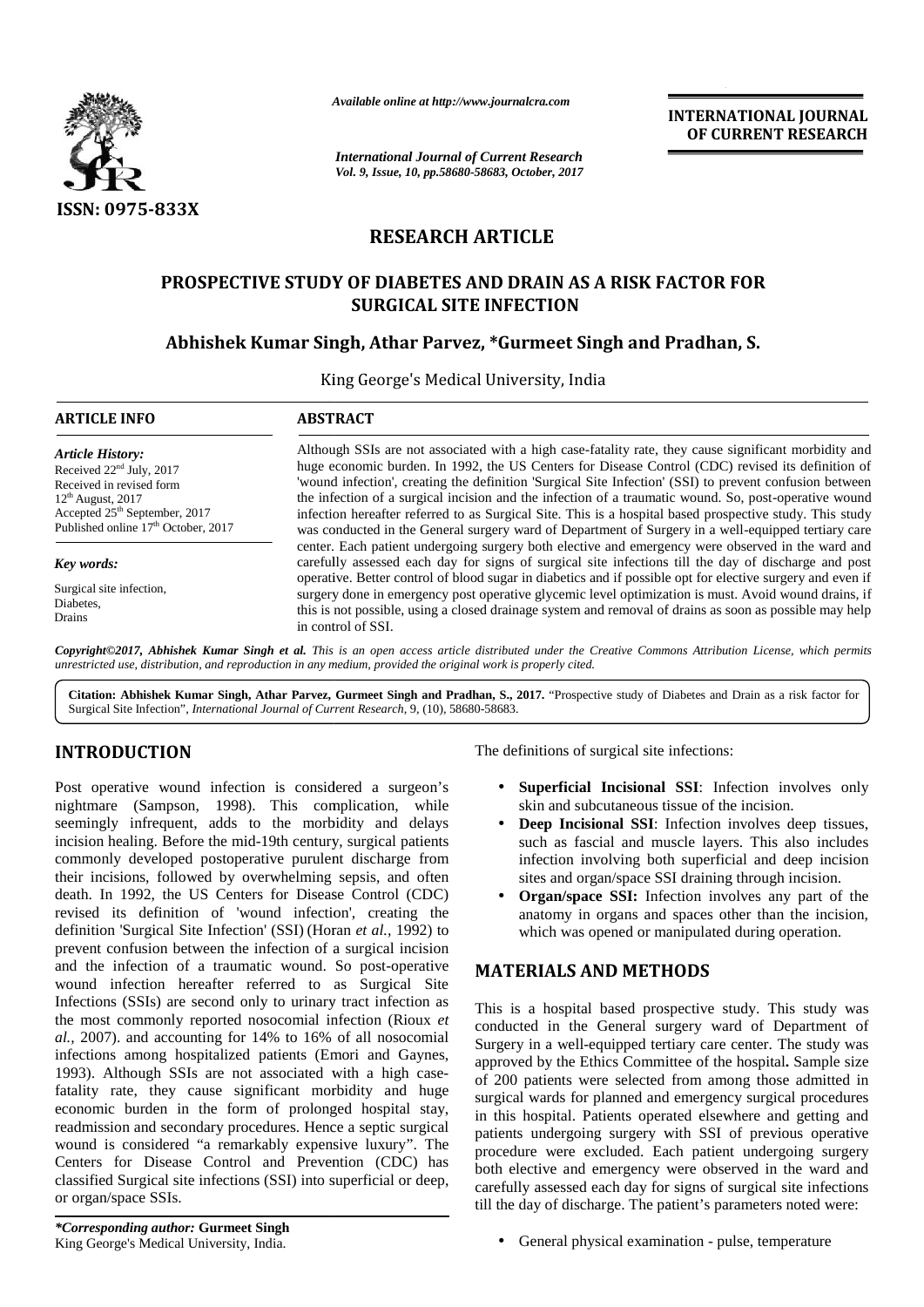# RESEARCH ARTICLE

## PROSPECTIVE STUDY OF DIABETES AND DRAIN AS A RISK FACTOR FOR SURGICAL SITE INFECTION

**Abhishek Kumar Singh, Athar Parvez, *Gurmeet Singh and Pradhan, S.**

King George's Medical University, India

**ARTICLE INFO**

*Article History:*
Received 22nd July, 2017
Received in revised form
12th August, 2017
Accepted 25th September, 2017
Published online 17th October, 2017

*Key words:*

Surgical site infection,
Diabetes,
Drains

**ABSTRACT**

Although SSIs are not associated with a high case-fatality rate, they cause significant morbidity and huge economic burden. In 1992, the US Centers for Disease Control (CDC) revised its definition of 'wound infection', creating the definition 'Surgical Site Infection' (SSI) to prevent confusion between the infection of a surgical incision and the infection of a traumatic wound. So, post-operative wound infection hereafter referred to as Surgical Site. This is a hospital based prospective study. This study was conducted in the General surgery ward of Department of Surgery in a well-equipped tertiary care center. Each patient undergoing surgery both elective and emergency were observed in the ward and carefully assessed each day for signs of surgical site infections till the day of discharge and post operative. Better control of blood sugar in diabetics and if possible opt for elective surgery and even if surgery done in emergency post operative glycemic level optimization is must. Avoid wound drains, if this is not possible, using a closed drainage system and removal of drains as soon as possible may help in control of SSI.

*Copyright©2017, Abhishek Kumar Singh et al. This is an open access article distributed under the Creative Commons Attribution License, which permits unrestricted use, distribution, and reproduction in any medium, provided the original work is properly cited.*

**Citation: Abhishek Kumar Singh, Athar Parvez, Gurmeet Singh and Pradhan, S., 2017.** "Prospective study of Diabetes and Drain as a risk factor for Surgical Site Infection", *International Journal of Current Research*, 9, (10), 58680-58683.

## INTRODUCTION

Post operative wound infection is considered a surgeon's nightmare (Sampson, 1998). This complication, while seemingly infrequent, adds to the morbidity and delays incision healing. Before the mid-19th century, surgical patients commonly developed postoperative purulent discharge from their incisions, followed by overwhelming sepsis, and often death. In 1992, the US Centers for Disease Control (CDC) revised its definition of 'wound infection', creating the definition 'Surgical Site Infection' (SSI) (Horan *et al.*, 1992) to prevent confusion between the infection of a surgical incision and the infection of a traumatic wound. So post-operative wound infection hereafter referred to as Surgical Site Infections (SSIs) are second only to urinary tract infection as the most commonly reported nosocomial infection (Rioux *et al.*, 2007). and accounting for 14% to 16% of all nosocomial infections among hospitalized patients (Emori and Gaynes, 1993). Although SSIs are not associated with a high case-fatality rate, they cause significant morbidity and huge economic burden in the form of prolonged hospital stay, readmission and secondary procedures. Hence a septic surgical wound is considered "a remarkably expensive luxury". The Centers for Disease Control and Prevention (CDC) has classified Surgical site infections (SSI) into superficial or deep, or organ/space SSIs.

The definitions of surgical site infections:

- **Superficial Incisional SSI**: Infection involves only skin and subcutaneous tissue of the incision.
- **Deep Incisional SSI**: Infection involves deep tissues, such as fascial and muscle layers. This also includes infection involving both superficial and deep incision sites and organ/space SSI draining through incision.
- **Organ/space SSI:** Infection involves any part of the anatomy in organs and spaces other than the incision, which was opened or manipulated during operation.

## MATERIALS AND METHODS

This is a hospital based prospective study. This study was conducted in the General surgery ward of Department of Surgery in a well-equipped tertiary care center. The study was approved by the Ethics Committee of the hospital**.** Sample size of 200 patients were selected from among those admitted in surgical wards for planned and emergency surgical procedures in this hospital. Patients operated elsewhere and getting and patients undergoing surgery with SSI of previous operative procedure were excluded. Each patient undergoing surgery both elective and emergency were observed in the ward and carefully assessed each day for signs of surgical site infections till the day of discharge. The patient's parameters noted were:

- General physical examination - pulse, temperature

**\*Corresponding author: Gurmeet Singh**
King George's Medical University, India.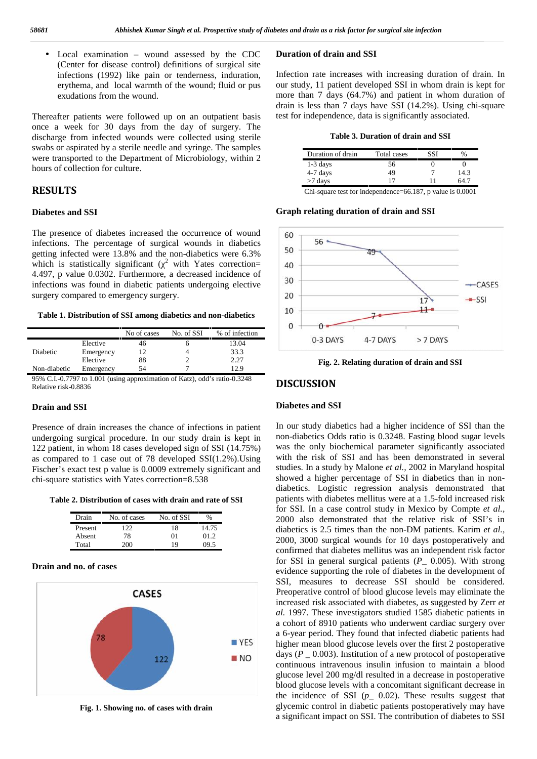- Local examination – wound assessed by the CDC (Center for disease control) definitions of surgical site infections (1992) like pain or tenderness, induration, erythema, and local warmth of the wound; fluid or pus exudations from the wound.

Thereafter patients were followed up on an outpatient basis once a week for 30 days from the day of surgery. The discharge from infected wounds were collected using sterile swabs or aspirated by a sterile needle and syringe. The samples were transported to the Department of Microbiology, within 2 hours of collection for culture.

## RESULTS

### Diabetes and SSI

The presence of diabetes increased the occurrence of wound infections. The percentage of surgical wounds in diabetics getting infected were 13.8% and the non-diabetics were 6.3% which is statistically significant ($\chi^2$ with Yates correction= 4.497, p value 0.0302. Furthermore, a decreased incidence of infections was found in diabetic patients undergoing elective surgery compared to emergency surgery.

**Table 1. Distribution of SSI among diabetics and non-diabetics**

| | | No of cases | No. of SSI | % of infection |
|---|---|---|---|---|
| Diabetic | Elective | 46 | 6 | 13.04 |
| | Emergency | 12 | 4 | 33.3 |
| Non-diabetic | Elective | 88 | 2 | 2.27 |
| | Emergency | 54 | 7 | 12.9 |

95% C.I.-0.7797 to 1.001 (using approximation of Katz), odd's ratio-0.3248
Relative risk-0.8836

### Drain and SSI

Presence of drain increases the chance of infections in patient undergoing surgical procedure. In our study drain is kept in 122 patient, in whom 18 cases developed sign of SSI (14.75%) as compared to 1 case out of 78 developed SSI(1.2%).Using Fischer's exact test p value is 0.0009 extremely significant and chi-square statistics with Yates correction=8.538

**Table 2. Distribution of cases with drain and rate of SSI**

| Drain | No. of cases | No. of SSI | % |
|---|---|---|---|
| Present | 122 | 18 | 14.75 |
| Absent | 78 | 01 | 01.2 |
| Total | 200 | 19 | 09.5 |

### Drain and no. of cases

**Fig. 1. Showing no. of cases with drain**

### Duration of drain and SSI

Infection rate increases with increasing duration of drain. In our study, 11 patient developed SSI in whom drain is kept for more than 7 days (64.7%) and patient in whom duration of drain is less than 7 days have SSI (14.2%). Using chi-square test for independence, data is significantly associated.

**Table 3. Duration of drain and SSI**

| Duration of drain | Total cases | SSI | % |
|---|---|---|---|
| 1-3 days | 56 | 0 | 0 |
| 4-7 days | 49 | 7 | 14.3 |
| >7 days | 17 | 11 | 64.7 |

Chi-square test for independence=66.187, p value is 0.0001

### Graph relating duration of drain and SSI

**Fig. 2. Relating duration of drain and SSI**

## DISCUSSION

### Diabetes and SSI

In our study diabetics had a higher incidence of SSI than the non-diabetics Odds ratio is 0.3248. Fasting blood sugar levels was the only biochemical parameter significantly associated with the risk of SSI and has been demonstrated in several studies. In a study by Malone *et al.,* 2002 in Maryland hospital showed a higher percentage of SSI in diabetics than in non-diabetics. Logistic regression analysis demonstrated that patients with diabetes mellitus were at a 1.5-fold increased risk for SSI. In a case control study in Mexico by Compte *et al.,* 2000 also demonstrated that the relative risk of SSI's in diabetics is 2.5 times than the non-DM patients. Karim *et al.,* 2000, 3000 surgical wounds for 10 days postoperatively and confirmed that diabetes mellitus was an independent risk factor for SSI in general surgical patients (*P*_ 0.005). With strong evidence supporting the role of diabetes in the development of SSI, measures to decrease SSI should be considered. Preoperative control of blood glucose levels may eliminate the increased risk associated with diabetes, as suggested by Zerr *et al.* 1997. These investigators studied 1585 diabetic patients in a cohort of 8910 patients who underwent cardiac surgery over a 6-year period. They found that infected diabetic patients had higher mean blood glucose levels over the first 2 postoperative days (*P* _ 0.003). Institution of a new protocol of postoperative continuous intravenous insulin infusion to maintain a blood glucose level 200 mg/dl resulted in a decrease in postoperative blood glucose levels with a concomitant significant decrease in the incidence of SSI (*p*_ 0.02). These results suggest that glycemic control in diabetic patients postoperatively may have a significant impact on SSI. The contribution of diabetes to SSI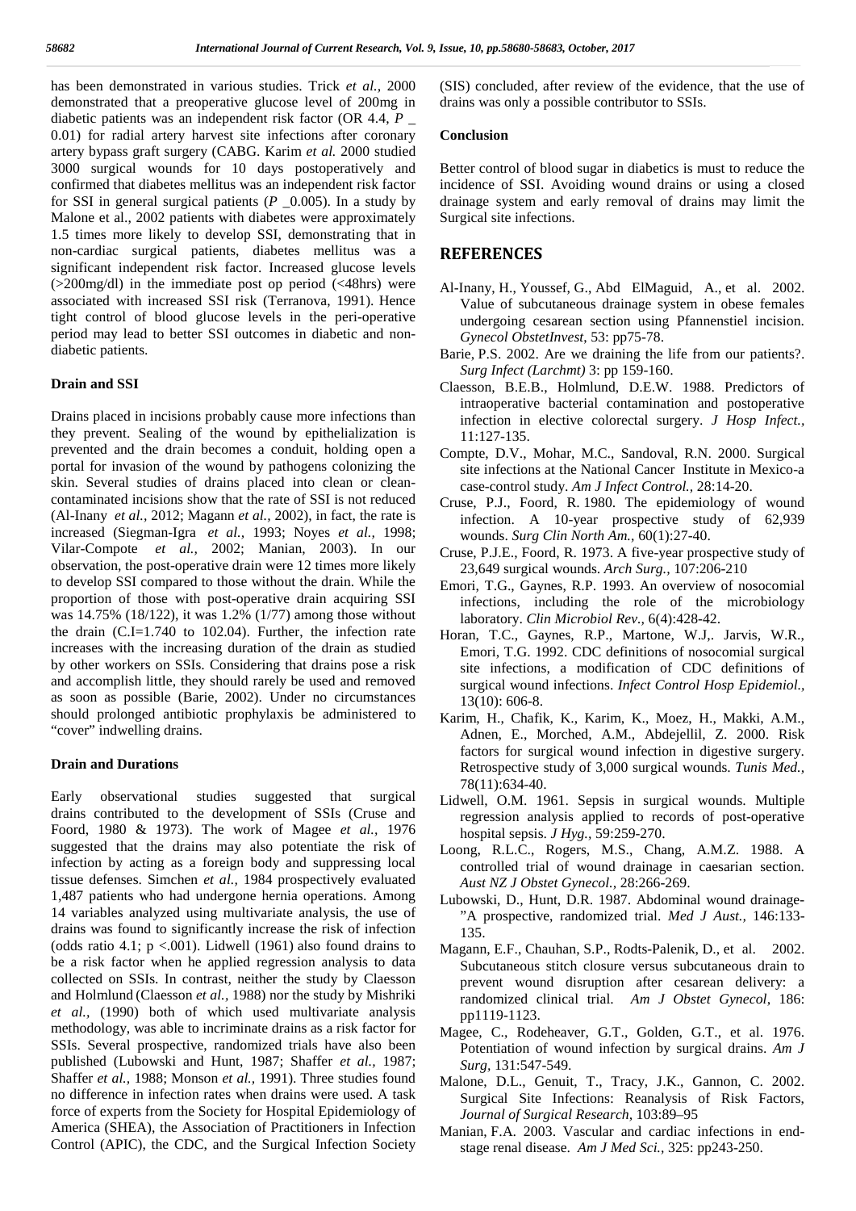has been demonstrated in various studies. Trick *et al.,* 2000 demonstrated that a preoperative glucose level of 200mg in diabetic patients was an independent risk factor (OR 4.4, *P* _ 0.01) for radial artery harvest site infections after coronary artery bypass graft surgery (CABG. Karim *et al.* 2000 studied 3000 surgical wounds for 10 days postoperatively and confirmed that diabetes mellitus was an independent risk factor for SSI in general surgical patients (*P* _0.005). In a study by Malone et al., 2002 patients with diabetes were approximately 1.5 times more likely to develop SSI, demonstrating that in non-cardiac surgical patients, diabetes mellitus was a significant independent risk factor. Increased glucose levels (>200mg/dl) in the immediate post op period (<48hrs) were associated with increased SSI risk (Terranova, 1991). Hence tight control of blood glucose levels in the peri-operative period may lead to better SSI outcomes in diabetic and non-diabetic patients.

**Drain and SSI**

Drains placed in incisions probably cause more infections than they prevent. Sealing of the wound by epithelialization is prevented and the drain becomes a conduit, holding open a portal for invasion of the wound by pathogens colonizing the skin. Several studies of drains placed into clean or clean-contaminated incisions show that the rate of SSI is not reduced (Al-Inany *et al.,* 2012; Magann *et al.,* 2002), in fact, the rate is increased (Siegman-Igra *et al.,* 1993; Noyes *et al.,* 1998; Vilar-Compote *et al.,* 2002; Manian, 2003). In our observation, the post-operative drain were 12 times more likely to develop SSI compared to those without the drain. While the proportion of those with post-operative drain acquiring SSI was 14.75% (18/122), it was 1.2% (1/77) among those without the drain (C.I=1.740 to 102.04). Further, the infection rate increases with the increasing duration of the drain as studied by other workers on SSIs. Considering that drains pose a risk and accomplish little, they should rarely be used and removed as soon as possible (Barie, 2002). Under no circumstances should prolonged antibiotic prophylaxis be administered to "cover" indwelling drains.

**Drain and Durations**

Early observational studies suggested that surgical drains contributed to the development of SSIs (Cruse and Foord, 1980 & 1973). The work of Magee *et al.,* 1976 suggested that the drains may also potentiate the risk of infection by acting as a foreign body and suppressing local tissue defenses. Simchen *et al.,* 1984 prospectively evaluated 1,487 patients who had undergone hernia operations. Among 14 variables analyzed using multivariate analysis, the use of drains was found to significantly increase the risk of infection (odds ratio 4.1; $p < .001$). Lidwell (1961) also found drains to be a risk factor when he applied regression analysis to data collected on SSIs. In contrast, neither the study by Claesson and Holmlund (Claesson *et al.,* 1988) nor the study by Mishriki *et al.,* (1990) both of which used multivariate analysis methodology, was able to incriminate drains as a risk factor for SSIs. Several prospective, randomized trials have also been published (Lubowski and Hunt, 1987; Shaffer *et al.,* 1987; Shaffer *et al.,* 1988; Monson *et al.,* 1991). Three studies found no difference in infection rates when drains were used. A task force of experts from the Society for Hospital Epidemiology of America (SHEA), the Association of Practitioners in Infection Control (APIC), the CDC, and the Surgical Infection Society (SIS) concluded, after review of the evidence, that the use of drains was only a possible contributor to SSIs.

**Conclusion**

Better control of blood sugar in diabetics is must to reduce the incidence of SSI. Avoiding wound drains or using a closed drainage system and early removal of drains may limit the Surgical site infections.

## REFERENCES

Al-Inany, H., Youssef, G., Abd ElMaguid, A., et al. 2002. Value of subcutaneous drainage system in obese females undergoing cesarean section using Pfannenstiel incision. *Gynecol ObstetInvest*, 53: pp75-78.

Barie, P.S. 2002. Are we draining the life from our patients?. *Surg Infect (Larchmt)* 3: pp 159-160.

Claesson, B.E.B., Holmlund, D.E.W. 1988. Predictors of intraoperative bacterial contamination and postoperative infection in elective colorectal surgery. *J Hosp Infect.,* 11:127-135.

Compte, D.V., Mohar, M.C., Sandoval, R.N. 2000. Surgical site infections at the National Cancer Institute in Mexico-a case-control study. *Am J Infect Control.,* 28:14-20.

Cruse, P.J., Foord, R. 1980. The epidemiology of wound infection. A 10-year prospective study of 62,939 wounds. *Surg Clin North Am.,* 60(1):27-40.

Cruse, P.J.E., Foord, R. 1973. A five-year prospective study of 23,649 surgical wounds. *Arch Surg.,* 107:206-210

Emori, T.G., Gaynes, R.P. 1993. An overview of nosocomial infections, including the role of the microbiology laboratory. *Clin Microbiol Rev.,* 6(4):428-42.

Horan, T.C., Gaynes, R.P., Martone, W.J,. Jarvis, W.R., Emori, T.G. 1992. CDC definitions of nosocomial surgical site infections, a modification of CDC definitions of surgical wound infections. *Infect Control Hosp Epidemiol.,* 13(10): 606-8.

Karim, H., Chafik, K., Karim, K., Moez, H., Makki, A.M., Adnen, E., Morched, A.M., Abdejellil, Z. 2000. Risk factors for surgical wound infection in digestive surgery. Retrospective study of 3,000 surgical wounds. *Tunis Med.,* 78(11):634-40.

Lidwell, O.M. 1961. Sepsis in surgical wounds. Multiple regression analysis applied to records of post-operative hospital sepsis. *J Hyg.,* 59:259-270.

Loong, R.L.C., Rogers, M.S., Chang, A.M.Z. 1988. A controlled trial of wound drainage in caesarian section. *Aust NZ J Obstet Gynecol.,* 28:266-269.

Lubowski, D., Hunt, D.R. 1987. Abdominal wound drainage-"A prospective, randomized trial. *Med J Aust.,* 146:133-135.

Magann, E.F., Chauhan, S.P., Rodts-Palenik, D., et al. 2002. Subcutaneous stitch closure versus subcutaneous drain to prevent wound disruption after cesarean delivery: a randomized clinical trial. *Am J Obstet Gynecol*, 186: pp1119-1123.

Magee, C., Rodeheaver, G.T., Golden, G.T., et al. 1976. Potentiation of wound infection by surgical drains. *Am J Surg*, 131:547-549.

Malone, D.L., Genuit, T., Tracy, J.K., Gannon, C. 2002. Surgical Site Infections: Reanalysis of Risk Factors, *Journal of Surgical Research*, 103:89–95

Manian, F.A. 2003. Vascular and cardiac infections in end-stage renal disease. *Am J Med Sci.,* 325: pp243-250.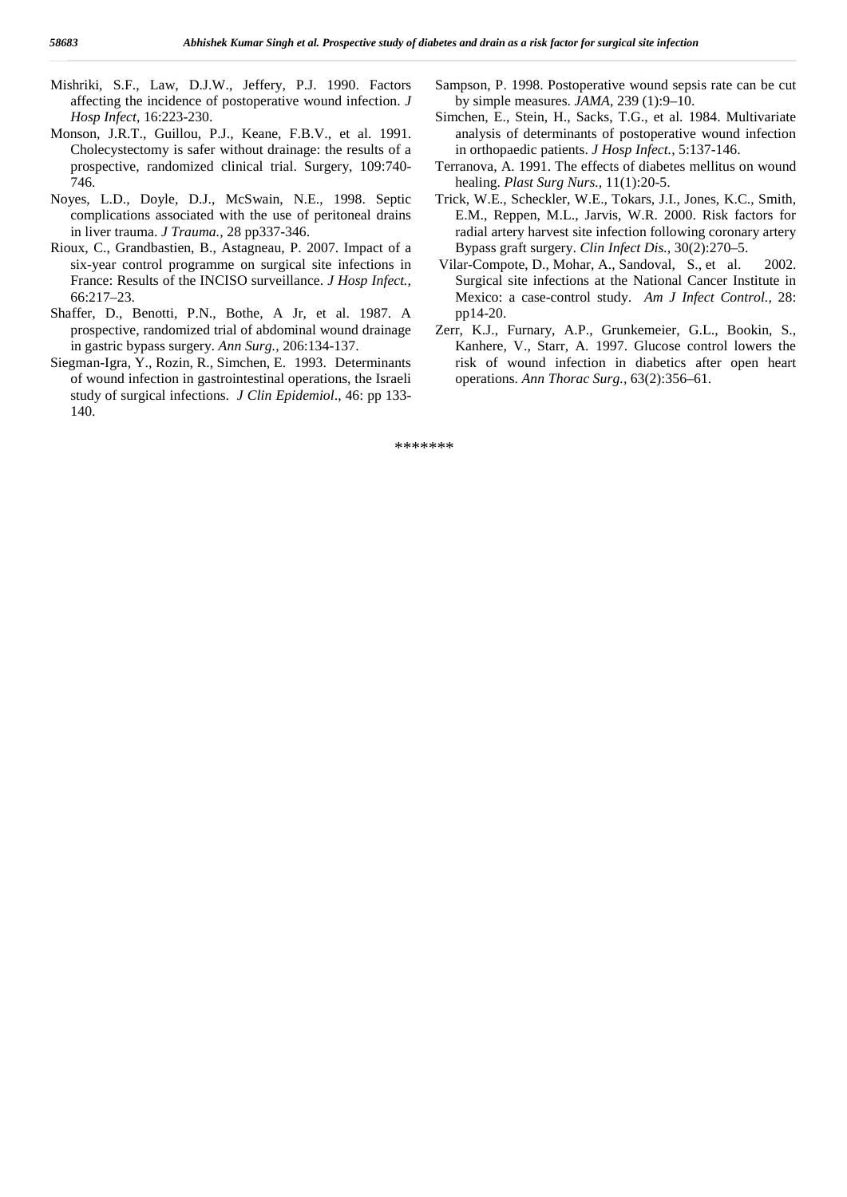Mishriki, S.F., Law, D.J.W., Jeffery, P.J. 1990. Factors affecting the incidence of postoperative wound infection. *J Hosp Infect*, 16:223-230.

Monson, J.R.T., Guillou, P.J., Keane, F.B.V., et al. 1991. Cholecystectomy is safer without drainage: the results of a prospective, randomized clinical trial. Surgery, 109:740-746.

Noyes, L.D., Doyle, D.J., McSwain, N.E., 1998. Septic complications associated with the use of peritoneal drains in liver trauma. *J Trauma.,* 28 pp337-346.

Rioux, C., Grandbastien, B., Astagneau, P. 2007. Impact of a six-year control programme on surgical site infections in France: Results of the INCISO surveillance. *J Hosp Infect.,* 66:217–23.

Shaffer, D., Benotti, P.N., Bothe, A Jr, et al. 1987. A prospective, randomized trial of abdominal wound drainage in gastric bypass surgery. *Ann Surg.,* 206:134-137.

Siegman-Igra, Y., Rozin, R., Simchen, E. 1993. Determinants of wound infection in gastrointestinal operations, the Israeli study of surgical infections. *J Clin Epidemiol*., 46: pp 133-140.

Sampson, P. 1998. Postoperative wound sepsis rate can be cut by simple measures. *JAMA*, 239 (1):9–10.

Simchen, E., Stein, H., Sacks, T.G., et al. 1984. Multivariate analysis of determinants of postoperative wound infection in orthopaedic patients. *J Hosp Infect.,* 5:137-146.

Terranova, A. 1991. The effects of diabetes mellitus on wound healing. *Plast Surg Nurs.,* 11(1):20-5.

Trick, W.E., Scheckler, W.E., Tokars, J.I., Jones, K.C., Smith, E.M., Reppen, M.L., Jarvis, W.R. 2000. Risk factors for radial artery harvest site infection following coronary artery Bypass graft surgery. *Clin Infect Dis.,* 30(2):270–5.

Vilar-Compote, D., Mohar, A., Sandoval, S., et al. 2002. Surgical site infections at the National Cancer Institute in Mexico: a case-control study. *Am J Infect Control.,* 28: pp14-20.

Zerr, K.J., Furnary, A.P., Grunkemeier, G.L., Bookin, S., Kanhere, V., Starr, A. 1997. Glucose control lowers the risk of wound infection in diabetics after open heart operations. *Ann Thorac Surg.,* 63(2):356–61.

*******